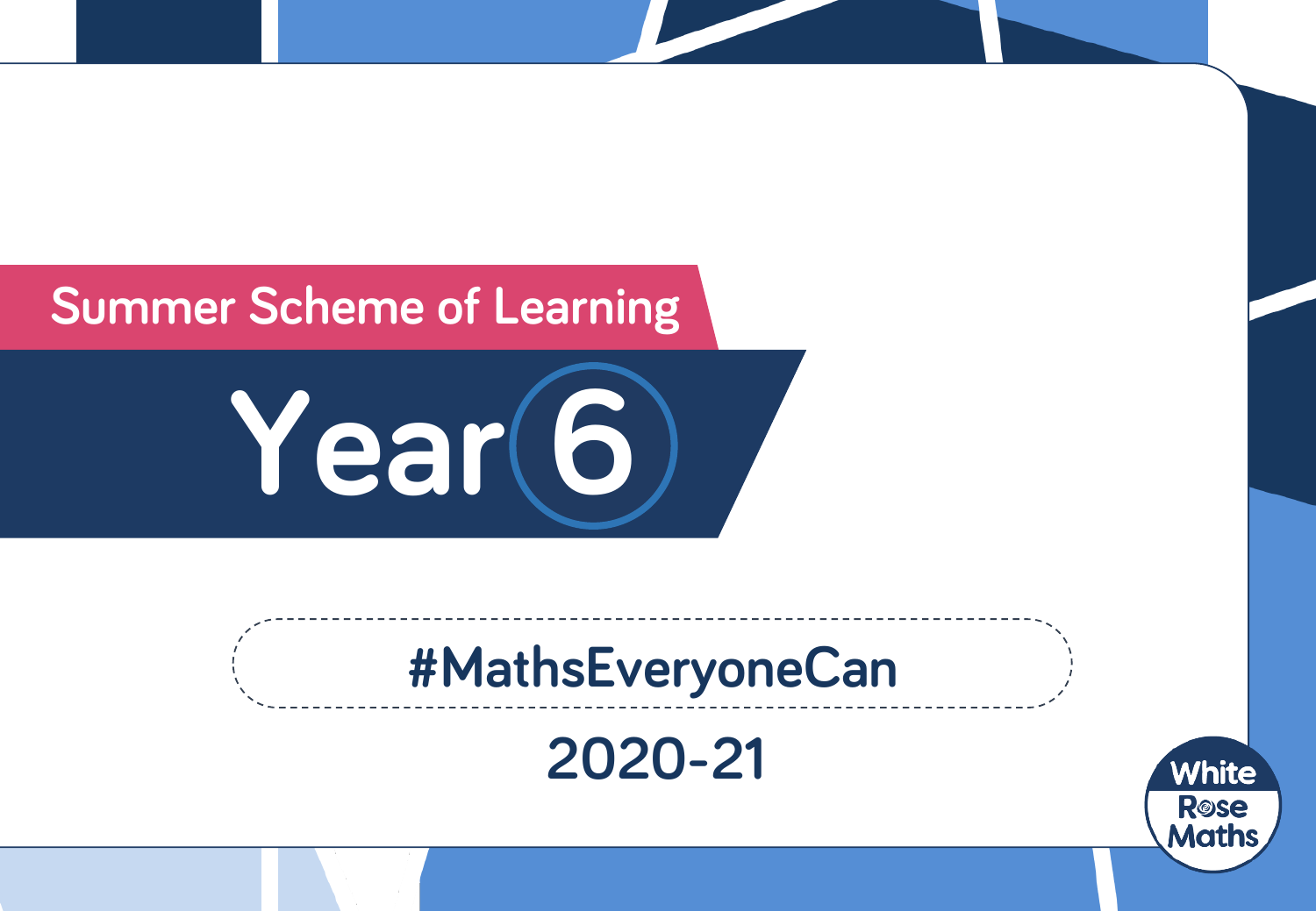Summer Scheme of Learning

# Year 6

#MathsEveryoneCan

2020-21

White Rose Maths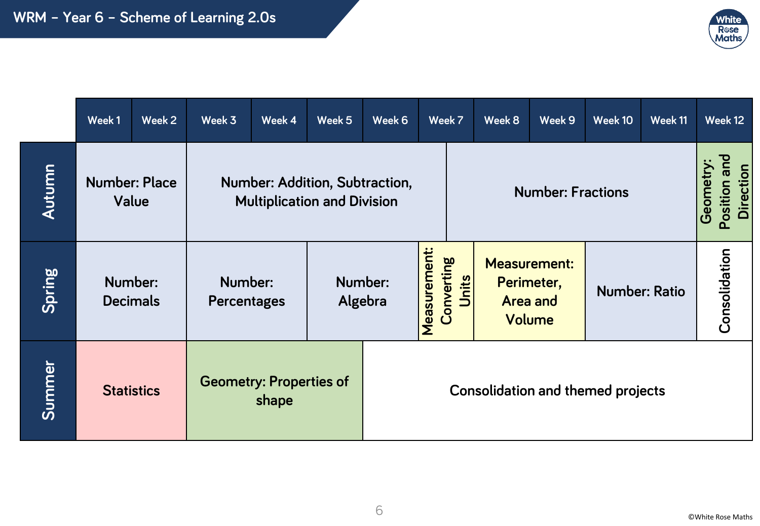# WRM – Year 6 – Scheme of Learning 2.0s

| | Week 1 | Week 2 | Week 3 | Week 4 | Week 5 | Week 6 | Week 7 | Week 8 | Week 9 | Week 10 | Week 11 | Week 12 |
|---|---|---|---|---|---|---|---|---|---|---|---|---|
| Autumn | Number: Place Value | | Number: Addition, Subtraction, Multiplication and Division | | | | | Number: Fractions | | | | Geometry: Position and Direction |
| Spring | Number: Decimals | | Number: Percentages | | Number: Algebra | | Measurement: Converting Units | Measurement: Perimeter, Area and Volume | | Number: Ratio | | Consolidation |
| Summer | Statistics | | Geometry: Properties of shape | | | Consolidation and themed projects | | | | | | |

©White Rose Maths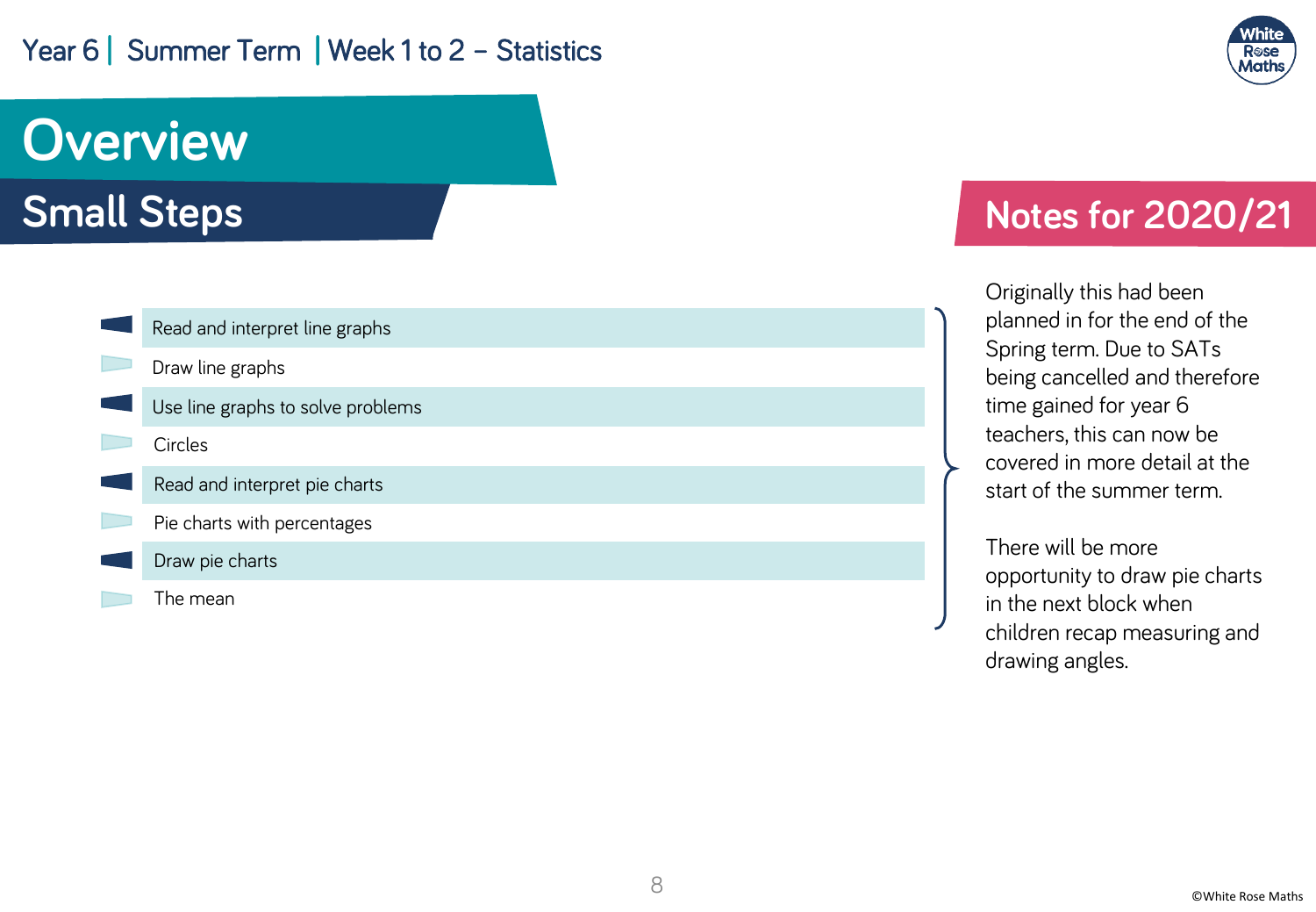Year 6 | Summer Term | Week 1 to 2 – Statistics

# Overview

## Small Steps

- Read and interpret line graphs
- Draw line graphs
- Use line graphs to solve problems
- Circles
- Read and interpret pie charts
- Pie charts with percentages
- Draw pie charts
- The mean

## Notes for 2020/21

Originally this had been planned in for the end of the Spring term. Due to SATs being cancelled and therefore time gained for year 6 teachers, this can now be covered in more detail at the start of the summer term.

There will be more opportunity to draw pie charts in the next block when children recap measuring and drawing angles.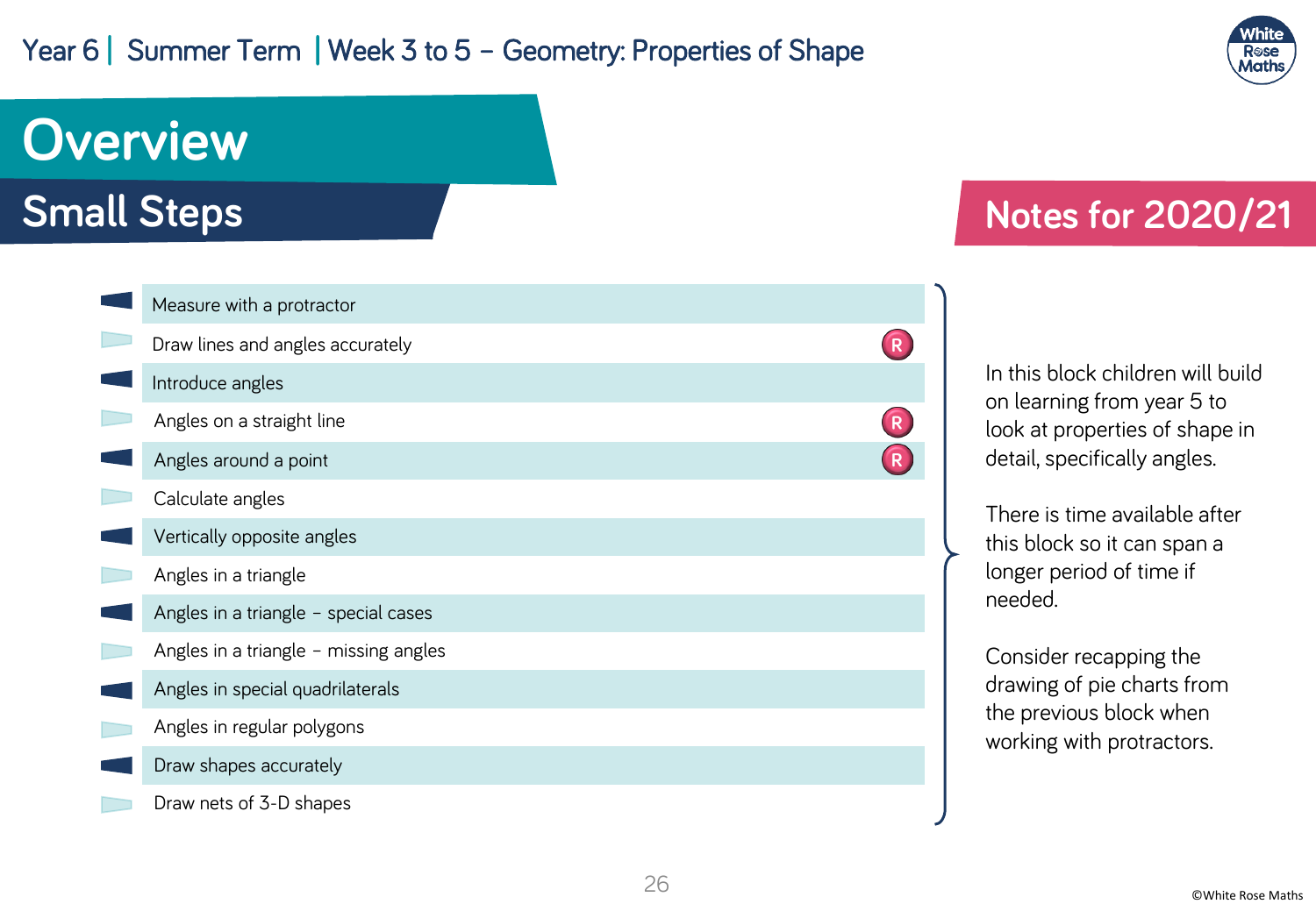Year 6 | Summer Term | Week 3 to 5 – Geometry: Properties of Shape

# Overview

## Small Steps

- Measure with a protractor
- Draw lines and angles accurately (R)
- Introduce angles
- Angles on a straight line (R)
- Angles around a point (R)
- Calculate angles
- Vertically opposite angles
- Angles in a triangle
- Angles in a triangle – special cases
- Angles in a triangle – missing angles
- Angles in special quadrilaterals
- Angles in regular polygons
- Draw shapes accurately
- Draw nets of 3-D shapes

## Notes for 2020/21

In this block children will build on learning from year 5 to look at properties of shape in detail, specifically angles.

There is time available after this block so it can span a longer period of time if needed.

Consider recapping the drawing of pie charts from the previous block when working with protractors.

©White Rose Maths